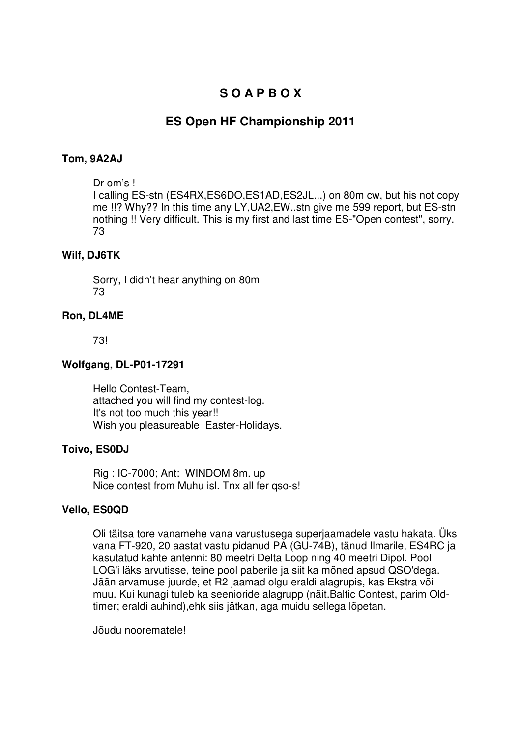# S O A P B O X

## ES Open HF Championship 2011

### Tom, 9A2AJ

Dr om's !
I calling ES-stn (ES4RX,ES6DO,ES1AD,ES2JL...) on 80m cw, but his not copy me !!? Why?? In this time any LY,UA2,EW..stn give me 599 report, but ES-stn nothing !! Very difficult. This is my first and last time ES-"Open contest", sorry.
73

### Wilf, DJ6TK

Sorry, I didn't hear anything on 80m
73

### Ron, DL4ME

73!

### Wolfgang, DL-P01-17291

Hello Contest-Team,
attached you will find my contest-log.
It's not too much this year!!
Wish you pleasureable Easter-Holidays.

### Toivo, ES0DJ

Rig : IC-7000; Ant: WINDOM 8m. up
Nice contest from Muhu isl. Tnx all fer qso-s!

### Vello, ES0QD

Oli täitsa tore vanamehe vana varustusega superjaamadele vastu hakata. Üks vana FT-920, 20 aastat vastu pidanud PA (GU-74B), tänud Ilmarile, ES4RC ja kasutatud kahte antenni: 80 meetri Delta Loop ning 40 meetri Dipol. Pool LOG'i läks arvutisse, teine pool paberile ja siit ka mõned apsud QSO'dega. Jään arvamuse juurde, et R2 jaamad olgu eraldi alagrupis, kas Ekstra või muu. Kui kunagi tuleb ka seenioride alagrupp (näit.Baltic Contest, parim Old-timer; eraldi auhind),ehk siis jätkan, aga muidu sellega lõpetan.

Jõudu noorematele!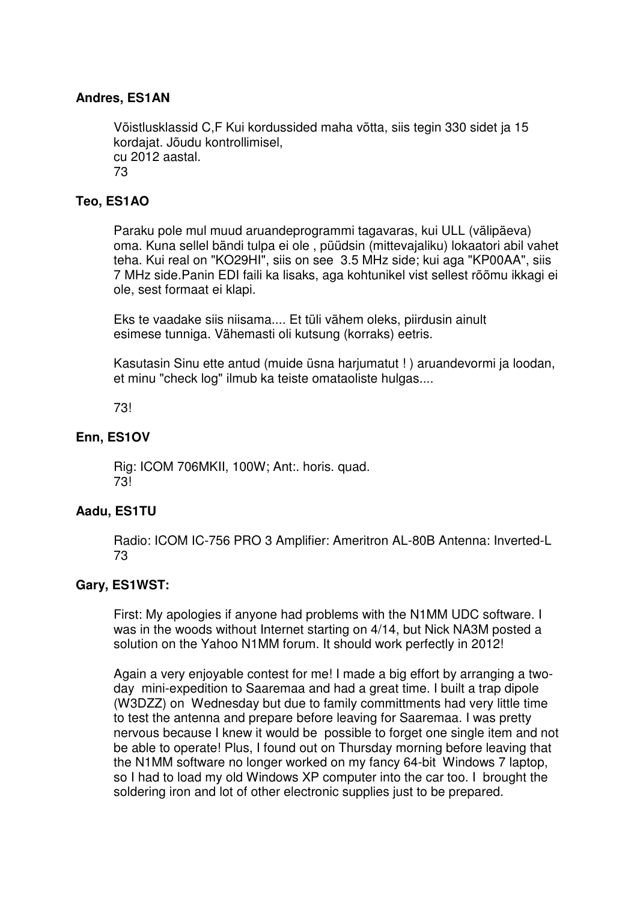**Andres, ES1AN**

Võistlusklassid C,F Kui kordussided maha võtta, siis tegin 330 sidet ja 15 kordajat. Jõudu kontrollimisel,
cu 2012 aastal.
73

**Teo, ES1AO**

Paraku pole mul muud aruandeprogrammi tagavaras, kui ULL (välipäeva) oma. Kuna sellel bändi tulpa ei ole , püüdsin (mittevajaliku) lokaatori abil vahet teha. Kui real on "KO29HI", siis on see 3.5 MHz side; kui aga "KP00AA", siis 7 MHz side.Panin EDI faili ka lisaks, aga kohtunikel vist sellest rõõmu ikkagi ei ole, sest formaat ei klapi.

Eks te vaadake siis niisama.... Et tüli vähem oleks, piirdusin ainult esimese tunniga. Vähemasti oli kutsung (korraks) eetris.

Kasutasin Sinu ette antud (muide üsna harjumatut ! ) aruandevormi ja loodan, et minu "check log" ilmub ka teiste omataoliste hulgas....

73!

**Enn, ES1OV**

Rig: ICOM 706MKII, 100W; Ant:. horis. quad.
73!

**Aadu, ES1TU**

Radio: ICOM IC-756 PRO 3 Amplifier: Ameritron AL-80B Antenna: Inverted-L
73

**Gary, ES1WST:**

First: My apologies if anyone had problems with the N1MM UDC software. I was in the woods without Internet starting on 4/14, but Nick NA3M posted a solution on the Yahoo N1MM forum. It should work perfectly in 2012!

Again a very enjoyable contest for me! I made a big effort by arranging a two-day mini-expedition to Saaremaa and had a great time. I built a trap dipole (W3DZZ) on Wednesday but due to family committments had very little time to test the antenna and prepare before leaving for Saaremaa. I was pretty nervous because I knew it would be possible to forget one single item and not be able to operate! Plus, I found out on Thursday morning before leaving that the N1MM software no longer worked on my fancy 64-bit Windows 7 laptop, so I had to load my old Windows XP computer into the car too. I brought the soldering iron and lot of other electronic supplies just to be prepared.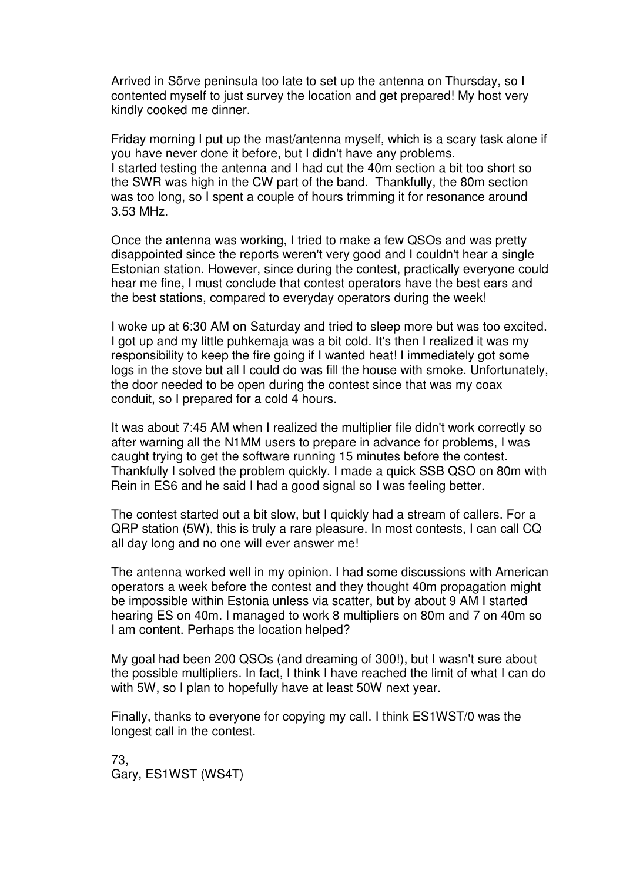Arrived in Sõrve peninsula too late to set up the antenna on Thursday, so I contented myself to just survey the location and get prepared! My host very kindly cooked me dinner.

Friday morning I put up the mast/antenna myself, which is a scary task alone if you have never done it before, but I didn't have any problems.
I started testing the antenna and I had cut the 40m section a bit too short so the SWR was high in the CW part of the band. Thankfully, the 80m section was too long, so I spent a couple of hours trimming it for resonance around 3.53 MHz.

Once the antenna was working, I tried to make a few QSOs and was pretty disappointed since the reports weren't very good and I couldn't hear a single Estonian station. However, since during the contest, practically everyone could hear me fine, I must conclude that contest operators have the best ears and the best stations, compared to everyday operators during the week!

I woke up at 6:30 AM on Saturday and tried to sleep more but was too excited. I got up and my little puhkemaja was a bit cold. It's then I realized it was my responsibility to keep the fire going if I wanted heat! I immediately got some logs in the stove but all I could do was fill the house with smoke. Unfortunately, the door needed to be open during the contest since that was my coax conduit, so I prepared for a cold 4 hours.

It was about 7:45 AM when I realized the multiplier file didn't work correctly so after warning all the N1MM users to prepare in advance for problems, I was caught trying to get the software running 15 minutes before the contest. Thankfully I solved the problem quickly. I made a quick SSB QSO on 80m with Rein in ES6 and he said I had a good signal so I was feeling better.

The contest started out a bit slow, but I quickly had a stream of callers. For a QRP station (5W), this is truly a rare pleasure. In most contests, I can call CQ all day long and no one will ever answer me!

The antenna worked well in my opinion. I had some discussions with American operators a week before the contest and they thought 40m propagation might be impossible within Estonia unless via scatter, but by about 9 AM I started hearing ES on 40m. I managed to work 8 multipliers on 80m and 7 on 40m so I am content. Perhaps the location helped?

My goal had been 200 QSOs (and dreaming of 300!), but I wasn't sure about the possible multipliers. In fact, I think I have reached the limit of what I can do with 5W, so I plan to hopefully have at least 50W next year.

Finally, thanks to everyone for copying my call. I think ES1WST/0 was the longest call in the contest.

73,
Gary, ES1WST (WS4T)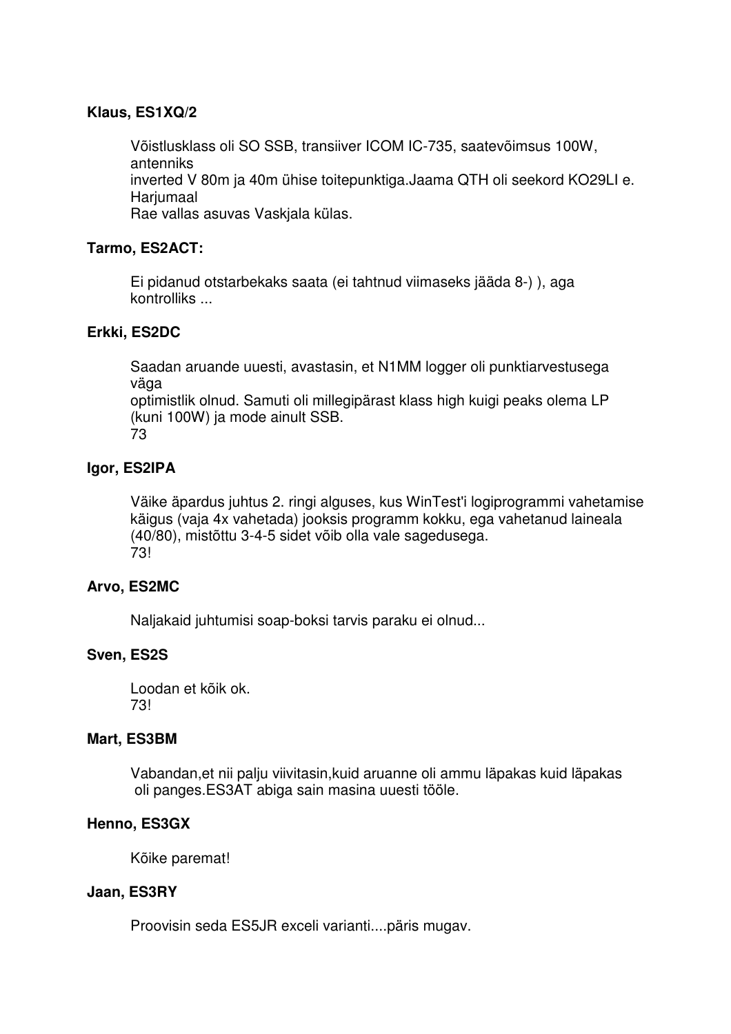**Klaus, ES1XQ/2**

Võistlusklass oli SO SSB, transiiver ICOM IC-735, saatevõimsus 100W, antenniks
inverted V 80m ja 40m ühise toitepunktiga.Jaama QTH oli seekord KO29LI e. Harjumaal
Rae vallas asuvas Vaskjala külas.

**Tarmo, ES2ACT:**

Ei pidanud otstarbekaks saata (ei tahtnud viimaseks jääda 8-) ), aga kontrolliks ...

**Erkki, ES2DC**

Saadan aruande uuesti, avastasin, et N1MM logger oli punktiarvestusega väga
optimistlik olnud. Samuti oli millegipärast klass high kuigi peaks olema LP (kuni 100W) ja mode ainult SSB.
73

**Igor, ES2IPA**

Väike äpardus juhtus 2. ringi alguses, kus WinTest'i logiprogrammi vahetamise käigus (vaja 4x vahetada) jooksis programm kokku, ega vahetanud laineala (40/80), mistõttu 3-4-5 sidet võib olla vale sagedusega.
73!

**Arvo, ES2MC**

Naljakaid juhtumisi soap-boksi tarvis paraku ei olnud...

**Sven, ES2S**

Loodan et kõik ok.
73!

**Mart, ES3BM**

Vabandan,et nii palju viivitasin,kuid aruanne oli ammu läpakas kuid läpakas oli panges.ES3AT abiga sain masina uuesti tööle.

**Henno, ES3GX**

Kõike paremat!

**Jaan, ES3RY**

Proovisin seda ES5JR exceli varianti....päris mugav.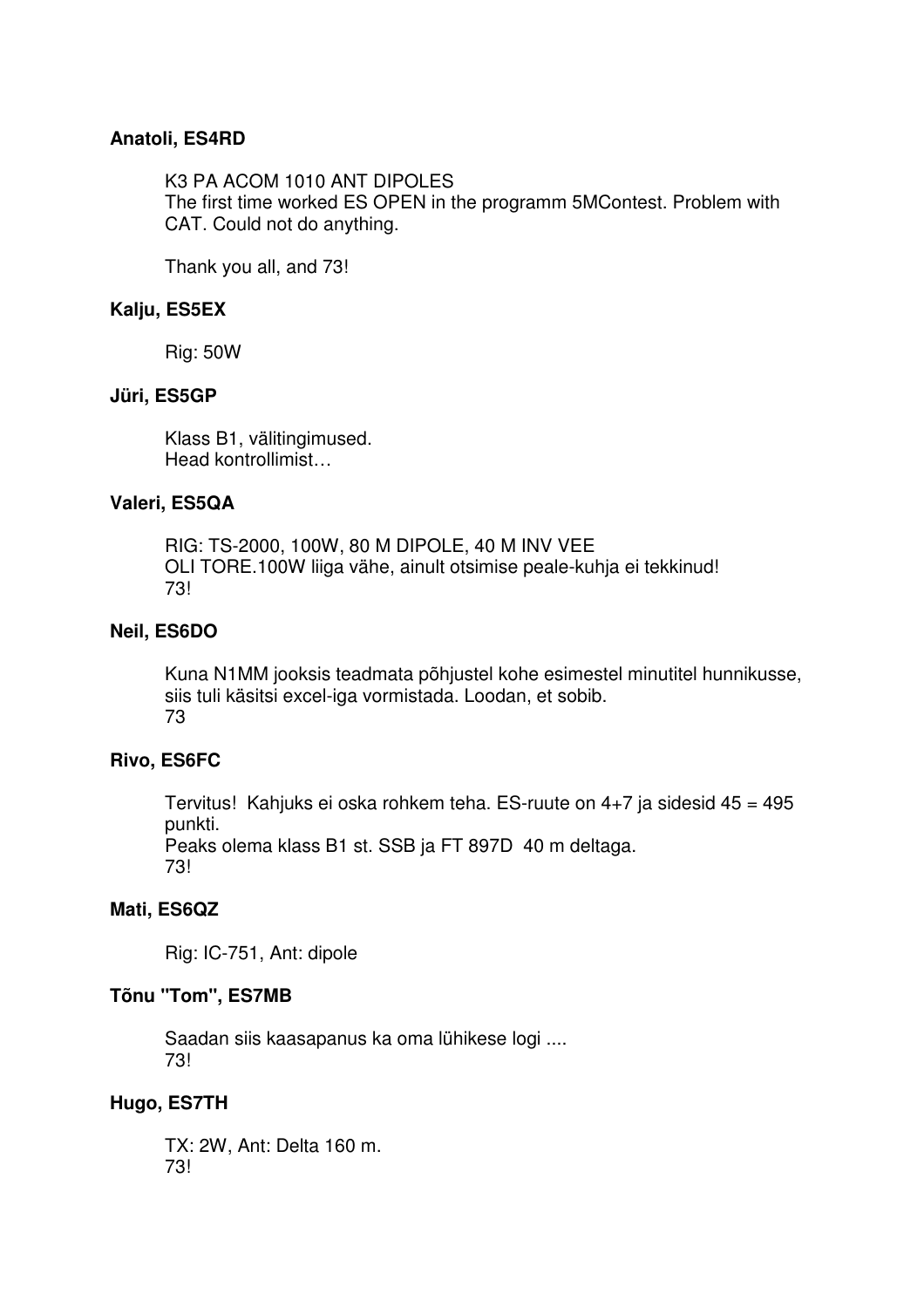**Anatoli, ES4RD**

K3 PA ACOM 1010 ANT DIPOLES
The first time worked ES OPEN in the programm 5MContest. Problem with CAT. Could not do anything.

Thank you all, and 73!

**Kalju, ES5EX**

Rig: 50W

**Jüri, ES5GP**

Klass B1, välitingimused.
Head kontrollimist…

**Valeri, ES5QA**

RIG: TS-2000, 100W, 80 M DIPOLE, 40 M INV VEE
OLI TORE.100W liiga vähe, ainult otsimise peale-kuhja ei tekkinud!
73!

**Neil, ES6DO**

Kuna N1MM jooksis teadmata põhjustel kohe esimestel minutitel hunnikusse, siis tuli käsitsi excel-iga vormistada. Loodan, et sobib.
73

**Rivo, ES6FC**

Tervitus! Kahjuks ei oska rohkem teha. ES-ruute on 4+7 ja sidesid 45 = 495 punkti.
Peaks olema klass B1 st. SSB ja FT 897D 40 m deltaga.
73!

**Mati, ES6QZ**

Rig: IC-751, Ant: dipole

**Tõnu "Tom", ES7MB**

Saadan siis kaasapanus ka oma lühikese logi ....
73!

**Hugo, ES7TH**

TX: 2W, Ant: Delta 160 m.
73!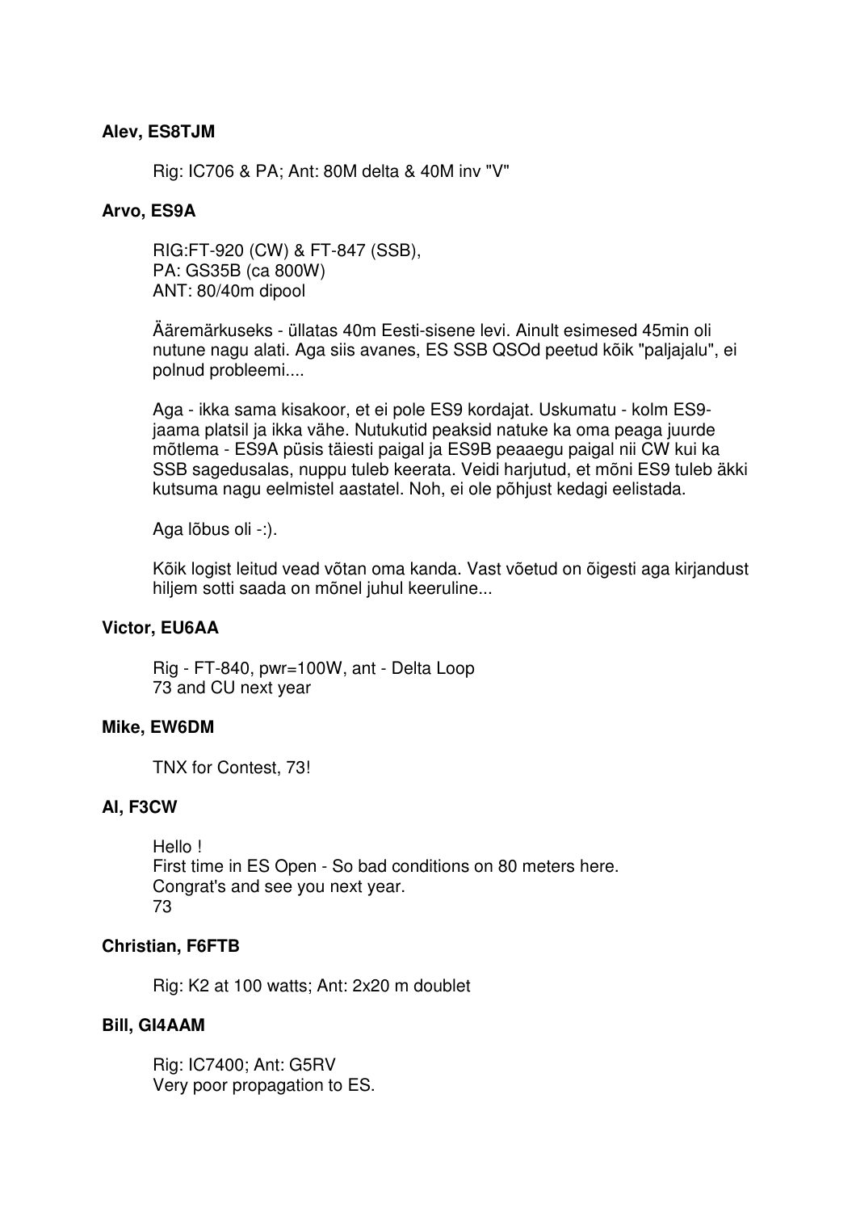**Alev, ES8TJM**

Rig: IC706 & PA; Ant: 80M delta & 40M inv "V"

**Arvo, ES9A**

RIG:FT-920 (CW) & FT-847 (SSB),
PA: GS35B (ca 800W)
ANT: 80/40m dipool

Ääremärkuseks - üllatas 40m Eesti-sisene levi. Ainult esimesed 45min oli nutune nagu alati. Aga siis avanes, ES SSB QSOd peetud kõik "paljajalu", ei polnud probleemi....

Aga - ikka sama kisakoor, et ei pole ES9 kordajat. Uskumatu - kolm ES9-jaama platsil ja ikka vähe. Nutukutid peaksid natuke ka oma peaga juurde mõtlema - ES9A püsis täiesti paigal ja ES9B peaaegu paigal nii CW kui ka SSB sagedusalas, nuppu tuleb keerata. Veidi harjutud, et mõni ES9 tuleb äkki kutsuma nagu eelmistel aastatel. Noh, ei ole põhjust kedagi eelistada.

Aga lõbus oli -:).

Kõik logist leitud vead võtan oma kanda. Vast võetud on õigesti aga kirjandust hiljem sotti saada on mõnel juhul keeruline...

**Victor, EU6AA**

Rig - FT-840, pwr=100W, ant - Delta Loop
73 and CU next year

**Mike, EW6DM**

TNX for Contest, 73!

**Al, F3CW**

Hello !
First time in ES Open - So bad conditions on 80 meters here.
Congrat's and see you next year.
73

**Christian, F6FTB**

Rig: K2 at 100 watts; Ant: 2x20 m doublet

**Bill, GI4AAM**

Rig: IC7400; Ant: G5RV
Very poor propagation to ES.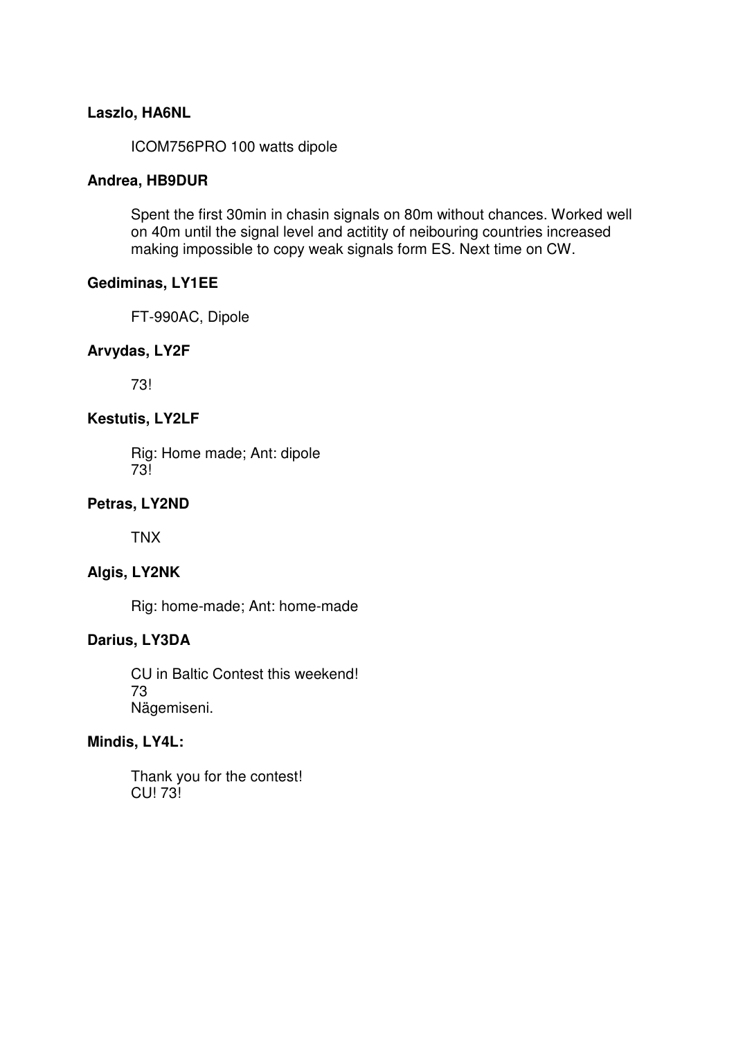**Laszlo, HA6NL**

ICOM756PRO 100 watts dipole

**Andrea, HB9DUR**

Spent the first 30min in chasin signals on 80m without chances. Worked well on 40m until the signal level and actitity of neibouring countries increased making impossible to copy weak signals form ES. Next time on CW.

**Gediminas, LY1EE**

FT-990AC, Dipole

**Arvydas, LY2F**

73!

**Kestutis, LY2LF**

Rig: Home made; Ant: dipole
73!

**Petras, LY2ND**

TNX

**Algis, LY2NK**

Rig: home-made; Ant: home-made

**Darius, LY3DA**

CU in Baltic Contest this weekend!
73
Nägemiseni.

**Mindis, LY4L:**

Thank you for the contest!
CU! 73!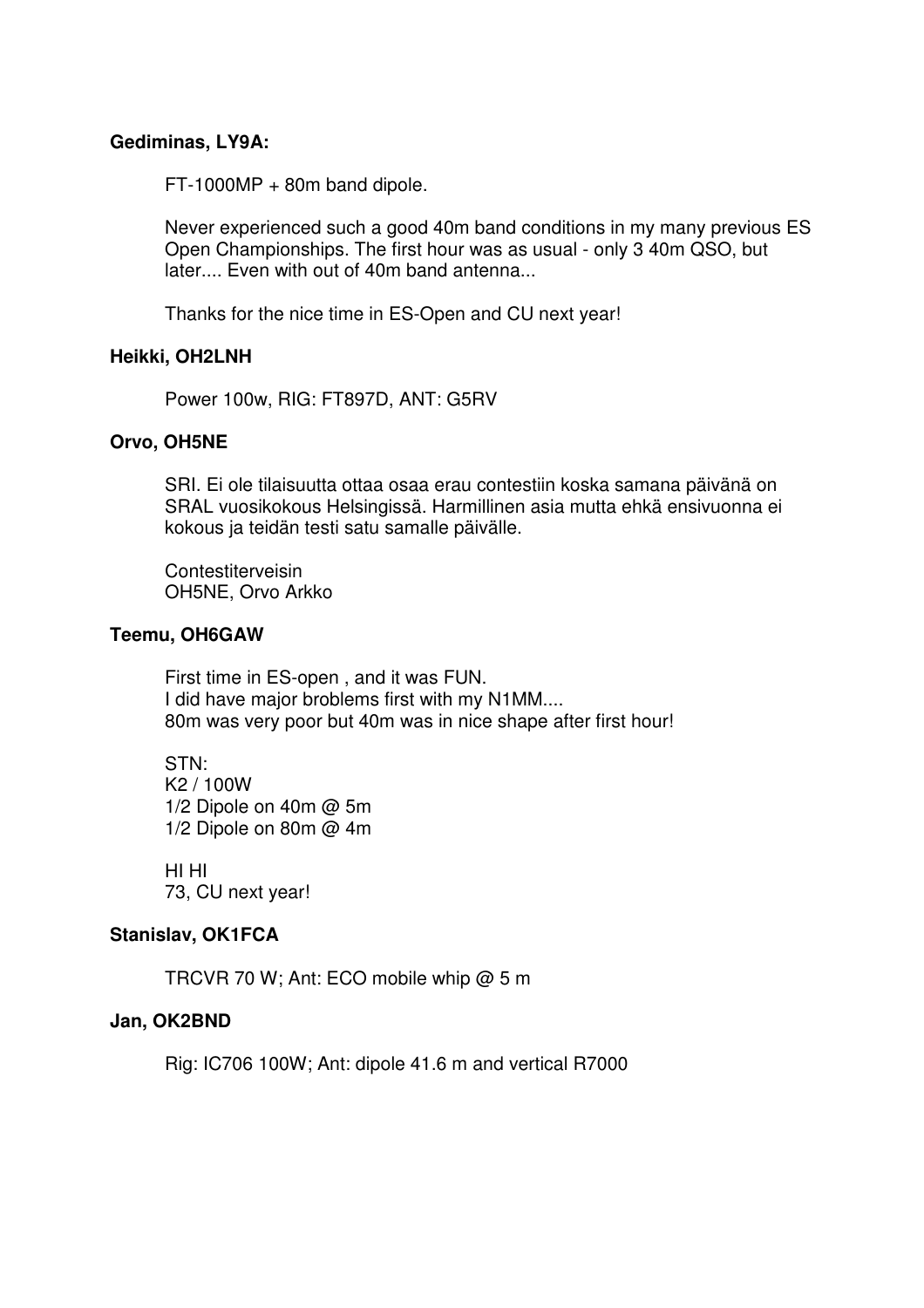**Gediminas, LY9A:**

FT-1000MP + 80m band dipole.

Never experienced such a good 40m band conditions in my many previous ES Open Championships. The first hour was as usual - only 3 40m QSO, but later.... Even with out of 40m band antenna...

Thanks for the nice time in ES-Open and CU next year!

**Heikki, OH2LNH**

Power 100w, RIG: FT897D, ANT: G5RV

**Orvo, OH5NE**

SRI. Ei ole tilaisuutta ottaa osaa erau contestiin koska samana päivänä on SRAL vuosikokous Helsingissä. Harmillinen asia mutta ehkä ensivuonna ei kokous ja teidän testi satu samalle päivälle.

Contestiterveisin
OH5NE, Orvo Arkko

**Teemu, OH6GAW**

First time in ES-open , and it was FUN.
I did have major broblems first with my N1MM....
80m was very poor but 40m was in nice shape after first hour!

STN:
K2 / 100W
1/2 Dipole on 40m @ 5m
1/2 Dipole on 80m @ 4m

HI HI
73, CU next year!

**Stanislav, OK1FCA**

TRCVR 70 W; Ant: ECO mobile whip @ 5 m

**Jan, OK2BND**

Rig: IC706 100W; Ant: dipole 41.6 m and vertical R7000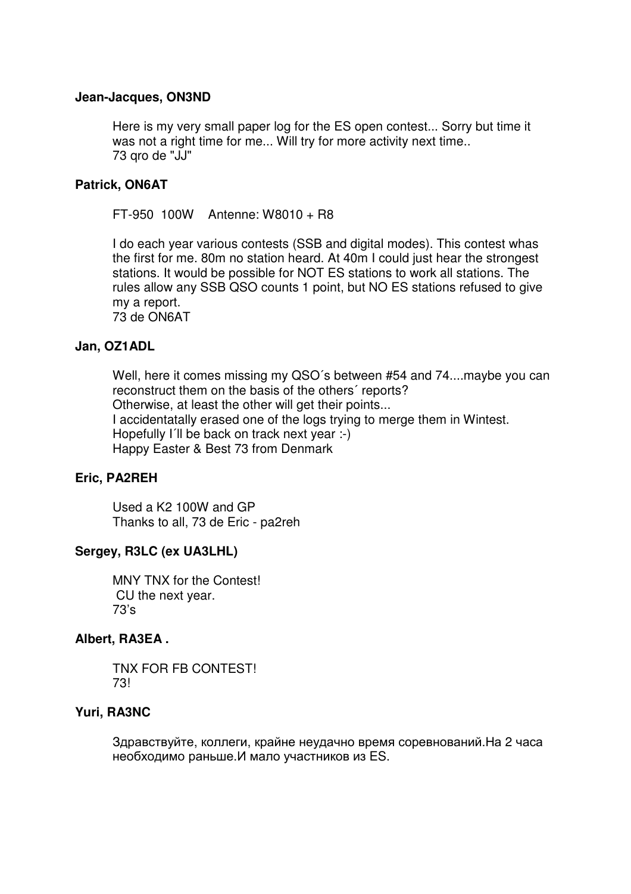**Jean-Jacques, ON3ND**

Here is my very small paper log for the ES open contest... Sorry but time it was not a right time for me... Will try for more activity next time..
73 qro de "JJ"

**Patrick, ON6AT**

FT-950 100W Antenne: W8010 + R8

I do each year various contests (SSB and digital modes). This contest whas the first for me. 80m no station heard. At 40m I could just hear the strongest stations. It would be possible for NOT ES stations to work all stations. The rules allow any SSB QSO counts 1 point, but NO ES stations refused to give my a report.
73 de ON6AT

**Jan, OZ1ADL**

Well, here it comes missing my QSO´s between #54 and 74....maybe you can reconstruct them on the basis of the others´ reports?
Otherwise, at least the other will get their points...
I accidentatally erased one of the logs trying to merge them in Wintest.
Hopefully I´ll be back on track next year :-)
Happy Easter & Best 73 from Denmark

**Eric, PA2REH**

Used a K2 100W and GP
Thanks to all, 73 de Eric - pa2reh

**Sergey, R3LC (ex UA3LHL)**

MNY TNX for the Contest!
CU the next year.
73's

**Albert, RA3EA .**

TNX FOR FB CONTEST!
73!

**Yuri, RA3NC**

Здравствуйте, коллеги, крайне неудачно время соревнований.На 2 часа необходимо раньше.И мало участников из ES.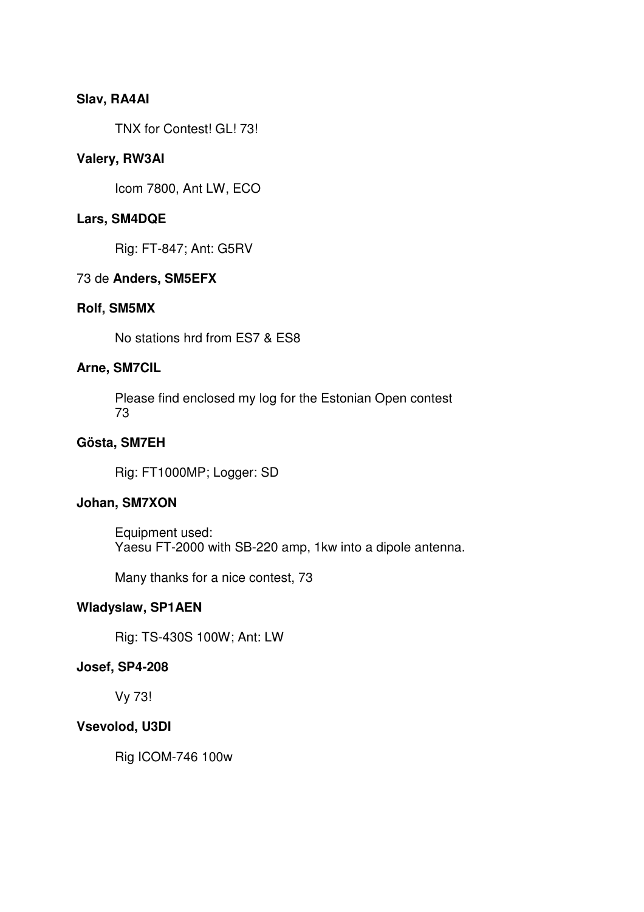**Slav, RA4AI**

TNX for Contest! GL! 73!

**Valery, RW3AI**

Icom 7800, Ant LW, ECO

**Lars, SM4DQE**

Rig: FT-847; Ant: G5RV

73 de **Anders, SM5EFX**

**Rolf, SM5MX**

No stations hrd from ES7 & ES8

**Arne, SM7CIL**

Please find enclosed my log for the Estonian Open contest
73

**Gösta, SM7EH**

Rig: FT1000MP; Logger: SD

**Johan, SM7XON**

Equipment used:
Yaesu FT-2000 with SB-220 amp, 1kw into a dipole antenna.

Many thanks for a nice contest, 73

**Wladyslaw, SP1AEN**

Rig: TS-430S 100W; Ant: LW

**Josef, SP4-208**

Vy 73!

**Vsevolod, U3DI**

Rig ICOM-746 100w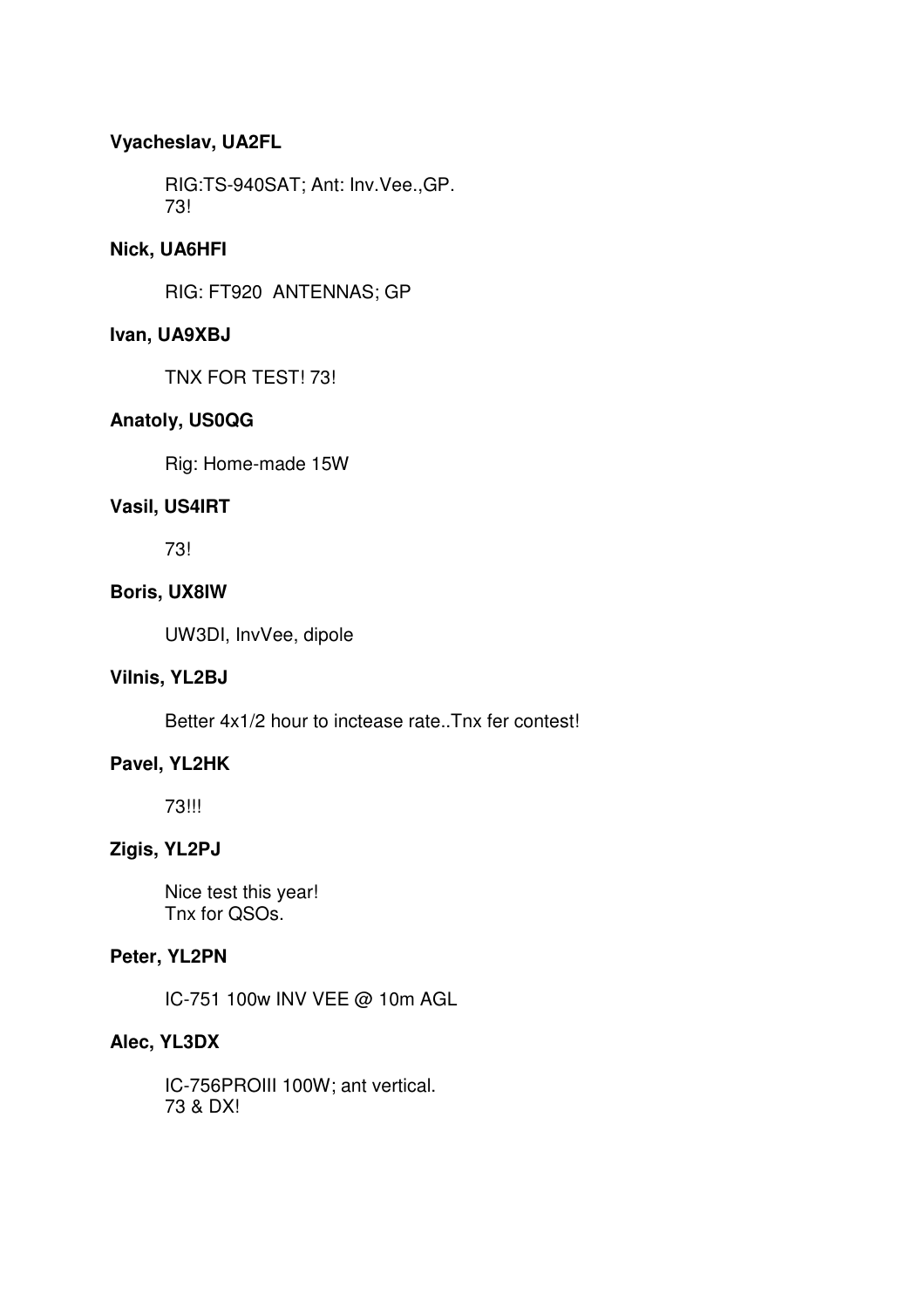**Vyacheslav, UA2FL**

RIG:TS-940SAT; Ant: Inv.Vee.,GP.
73!

**Nick, UA6HFI**

RIG: FT920  ANTENNAS; GP

**Ivan, UA9XBJ**

TNX FOR TEST! 73!

**Anatoly, US0QG**

Rig: Home-made 15W

**Vasil, US4IRT**

73!

**Boris, UX8IW**

UW3DI, InvVee, dipole

**Vilnis, YL2BJ**

Better 4x1/2 hour to inctease rate..Tnx fer contest!

**Pavel, YL2HK**

73!!!

**Zigis, YL2PJ**

Nice test this year!
Tnx for QSOs.

**Peter, YL2PN**

IC-751 100w INV VEE @ 10m AGL

**Alec, YL3DX**

IC-756PROIII 100W; ant vertical.
73 & DX!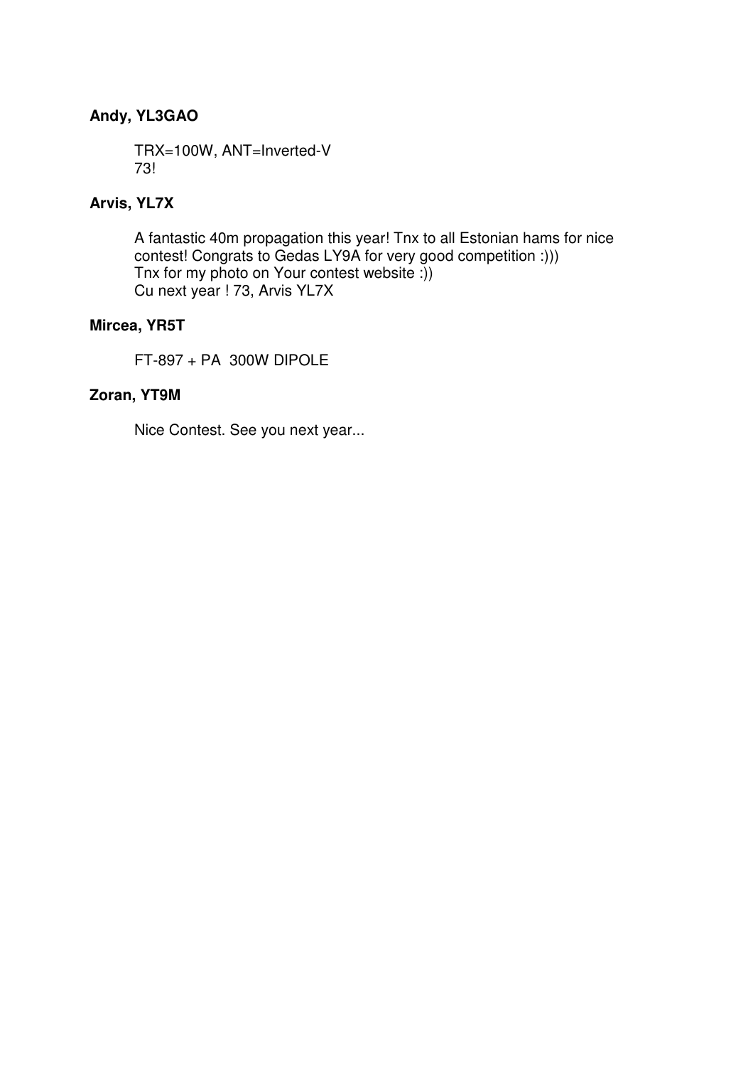**Andy, YL3GAO**

TRX=100W, ANT=Inverted-V
73!

**Arvis, YL7X**

A fantastic 40m propagation this year! Tnx to all Estonian hams for nice contest! Congrats to Gedas LY9A for very good competition :)))
Tnx for my photo on Your contest website :))
Cu next year ! 73, Arvis YL7X

**Mircea, YR5T**

FT-897 + PA 300W DIPOLE

**Zoran, YT9M**

Nice Contest. See you next year...